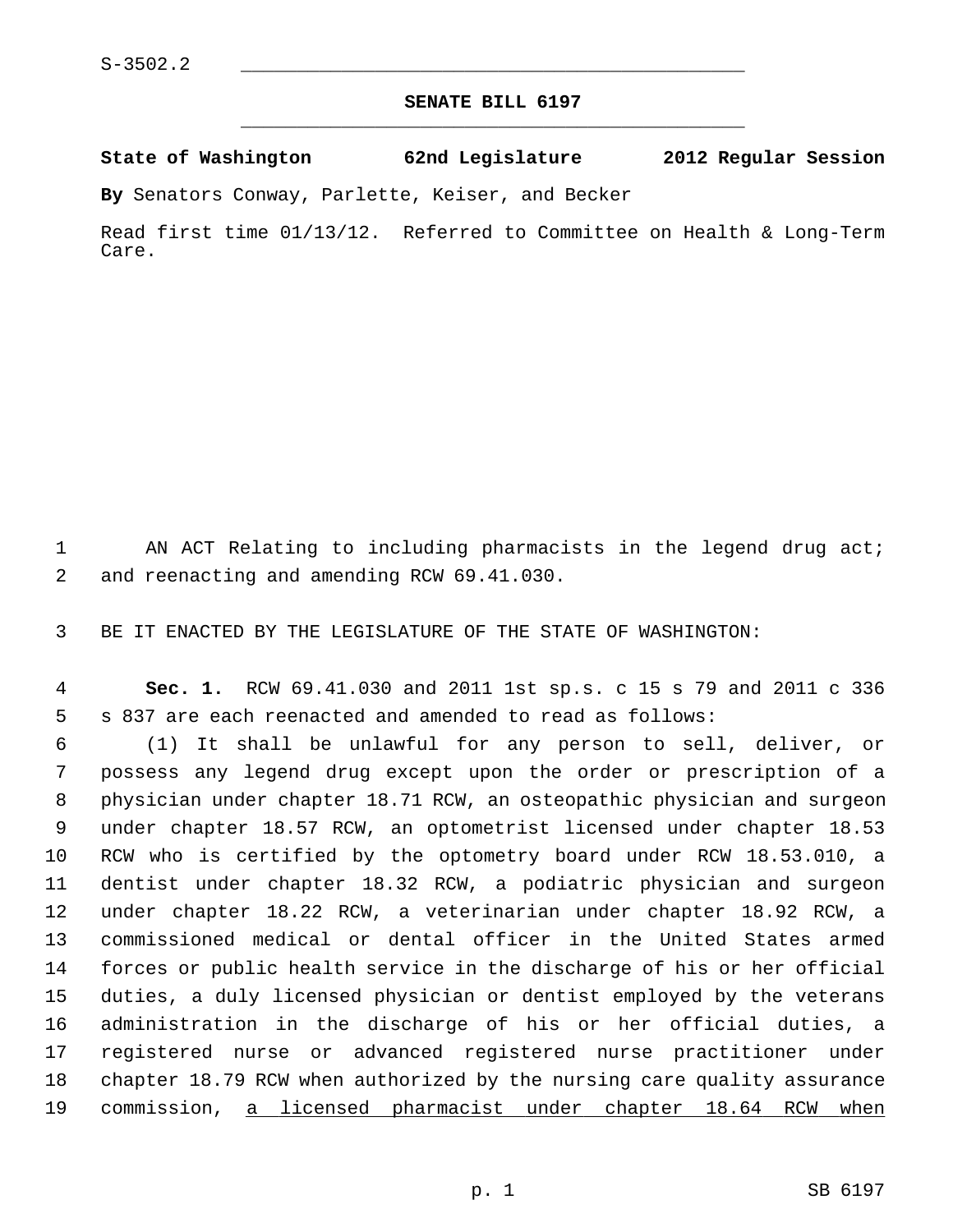S-3502.2

# SENATE BILL 6197

**State of Washington 62nd Legislature 2012 Regular Session**

**By** Senators Conway, Parlette, Keiser, and Becker

Read first time 01/13/12. Referred to Committee on Health & Long-Term Care.

AN ACT Relating to including pharmacists in the legend drug act; and reenacting and amending RCW 69.41.030.

BE IT ENACTED BY THE LEGISLATURE OF THE STATE OF WASHINGTON:

**Sec. 1.** RCW 69.41.030 and 2011 1st sp.s. c 15 s 79 and 2011 c 336 s 837 are each reenacted and amended to read as follows:

(1) It shall be unlawful for any person to sell, deliver, or possess any legend drug except upon the order or prescription of a physician under chapter 18.71 RCW, an osteopathic physician and surgeon under chapter 18.57 RCW, an optometrist licensed under chapter 18.53 RCW who is certified by the optometry board under RCW 18.53.010, a dentist under chapter 18.32 RCW, a podiatric physician and surgeon under chapter 18.22 RCW, a veterinarian under chapter 18.92 RCW, a commissioned medical or dental officer in the United States armed forces or public health service in the discharge of his or her official duties, a duly licensed physician or dentist employed by the veterans administration in the discharge of his or her official duties, a registered nurse or advanced registered nurse practitioner under chapter 18.79 RCW when authorized by the nursing care quality assurance commission, <u>a licensed pharmacist under chapter 18.64 RCW when</u>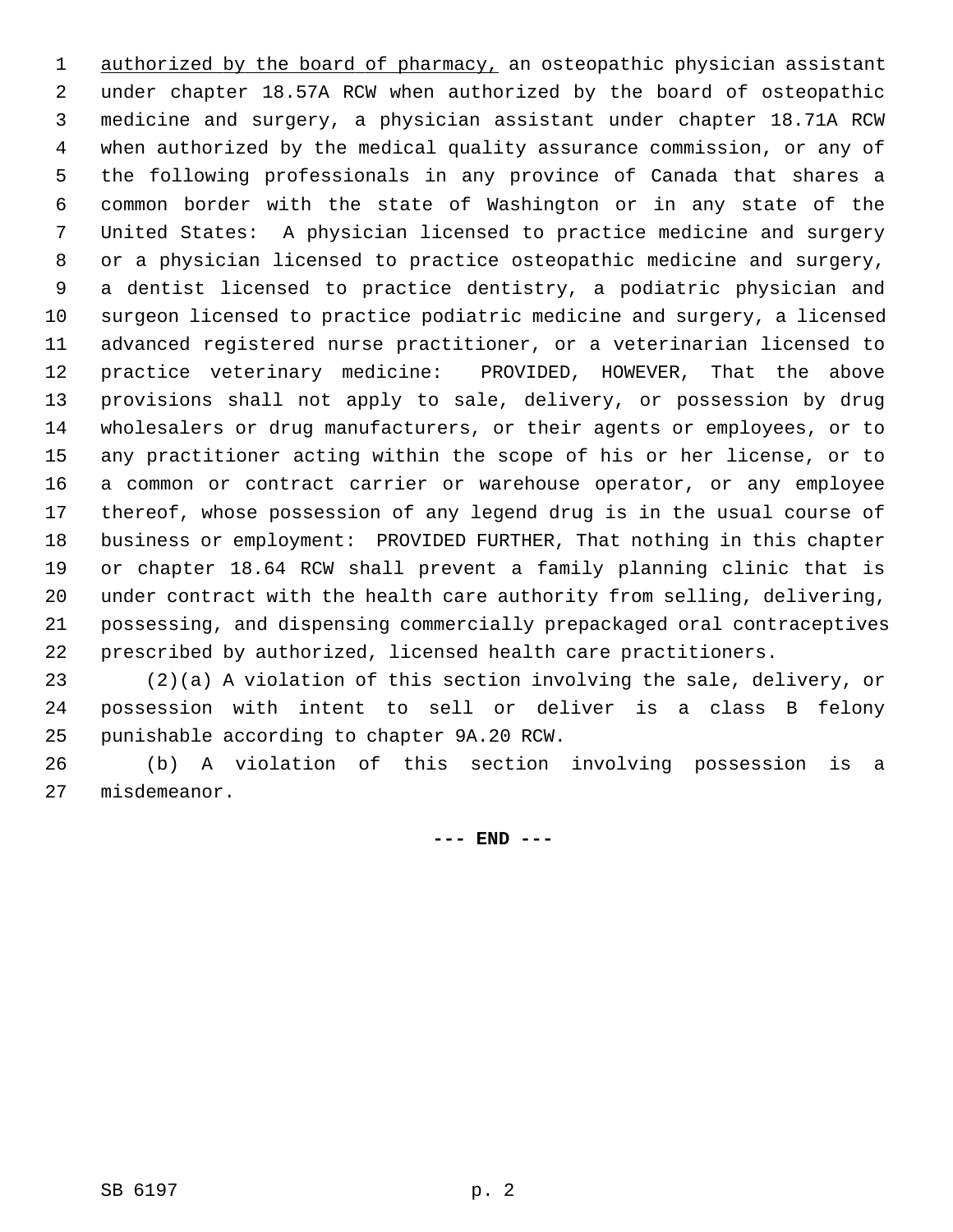authorized by the board of pharmacy, an osteopathic physician assistant under chapter 18.57A RCW when authorized by the board of osteopathic medicine and surgery, a physician assistant under chapter 18.71A RCW when authorized by the medical quality assurance commission, or any of the following professionals in any province of Canada that shares a common border with the state of Washington or in any state of the United States: A physician licensed to practice medicine and surgery or a physician licensed to practice osteopathic medicine and surgery, a dentist licensed to practice dentistry, a podiatric physician and surgeon licensed to practice podiatric medicine and surgery, a licensed advanced registered nurse practitioner, or a veterinarian licensed to practice veterinary medicine: PROVIDED, HOWEVER, That the above provisions shall not apply to sale, delivery, or possession by drug wholesalers or drug manufacturers, or their agents or employees, or to any practitioner acting within the scope of his or her license, or to a common or contract carrier or warehouse operator, or any employee thereof, whose possession of any legend drug is in the usual course of business or employment: PROVIDED FURTHER, That nothing in this chapter or chapter 18.64 RCW shall prevent a family planning clinic that is under contract with the health care authority from selling, delivering, possessing, and dispensing commercially prepackaged oral contraceptives prescribed by authorized, licensed health care practitioners.

(2)(a) A violation of this section involving the sale, delivery, or possession with intent to sell or deliver is a class B felony punishable according to chapter 9A.20 RCW.

(b) A violation of this section involving possession is a misdemeanor.

**--- END ---**